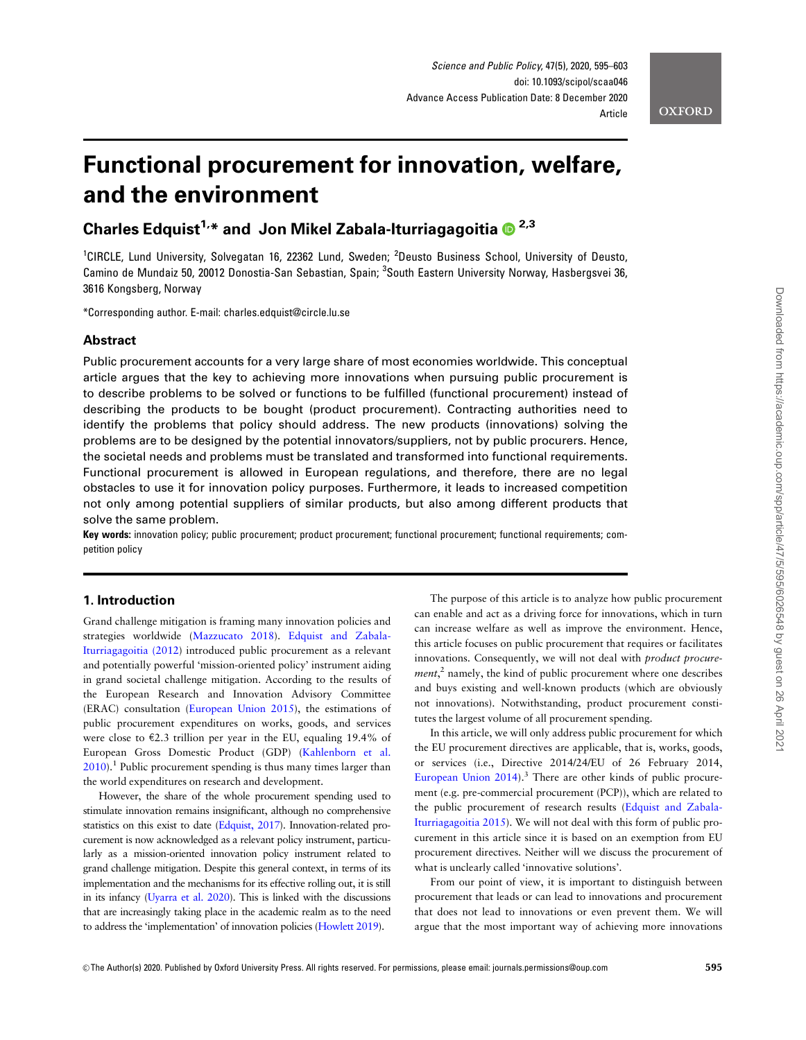# Functional procurement for innovation, welfare, and the environment

## Charles Edquist[1,*] and Jon Mikel Zabala-Iturriagagoitia[2,3]

[1]CIRCLE, Lund University, Solvegatan 16, 22362 Lund, Sweden; [2]Deusto Business School, University of Deusto, Camino de Mundaiz 50, 20012 Donostia-San Sebastian, Spain; [3]South Eastern University Norway, Hasbergsvei 36, 3616 Kongsberg, Norway

*Corresponding author. E-mail: charles.edquist@circle.lu.se

### Abstract

Public procurement accounts for a very large share of most economies worldwide. This conceptual article argues that the key to achieving more innovations when pursuing public procurement is to describe problems to be solved or functions to be fulfilled (functional procurement) instead of describing the products to be bought (product procurement). Contracting authorities need to identify the problems that policy should address. The new products (innovations) solving the problems are to be designed by the potential innovators/suppliers, not by public procurers. Hence, the societal needs and problems must be translated and transformed into functional requirements. Functional procurement is allowed in European regulations, and therefore, there are no legal obstacles to use it for innovation policy purposes. Furthermore, it leads to increased competition not only among potential suppliers of similar products, but also among different products that solve the same problem.

**Key words:** innovation policy; public procurement; product procurement; functional procurement; functional requirements; competition policy

## 1. Introduction

Grand challenge mitigation is framing many innovation policies and strategies worldwide (Mazzucato 2018). Edquist and Zabala-Iturriagagoitia (2012) introduced public procurement as a relevant and potentially powerful 'mission-oriented policy' instrument aiding in grand societal challenge mitigation. According to the results of the European Research and Innovation Advisory Committee (ERAC) consultation (European Union 2015), the estimations of public procurement expenditures on works, goods, and services were close to €2.3 trillion per year in the EU, equaling 19.4% of European Gross Domestic Product (GDP) (Kahlenborn et al. 2010).[1] Public procurement spending is thus many times larger than the world expenditures on research and development.

However, the share of the whole procurement spending used to stimulate innovation remains insignificant, although no comprehensive statistics on this exist to date (Edquist, 2017). Innovation-related procurement is now acknowledged as a relevant policy instrument, particularly as a mission-oriented innovation policy instrument related to grand challenge mitigation. Despite this general context, in terms of its implementation and the mechanisms for its effective rolling out, it is still in its infancy (Uyarra et al. 2020). This is linked with the discussions that are increasingly taking place in the academic realm as to the need to address the 'implementation' of innovation policies (Howlett 2019).

The purpose of this article is to analyze how public procurement can enable and act as a driving force for innovations, which in turn can increase welfare as well as improve the environment. Hence, this article focuses on public procurement that requires or facilitates innovations. Consequently, we will not deal with *product procurement*,[2] namely, the kind of public procurement where one describes and buys existing and well-known products (which are obviously not innovations). Notwithstanding, product procurement constitutes the largest volume of all procurement spending.

In this article, we will only address public procurement for which the EU procurement directives are applicable, that is, works, goods, or services (i.e., Directive 2014/24/EU of 26 February 2014, European Union 2014).[3] There are other kinds of public procurement (e.g. pre-commercial procurement (PCP)), which are related to the public procurement of research results (Edquist and Zabala-Iturriagagoitia 2015). We will not deal with this form of public procurement in this article since it is based on an exemption from EU procurement directives. Neither will we discuss the procurement of what is unclearly called 'innovative solutions'.

From our point of view, it is important to distinguish between procurement that leads or can lead to innovations and procurement that does not lead to innovations or even prevent them. We will argue that the most important way of achieving more innovations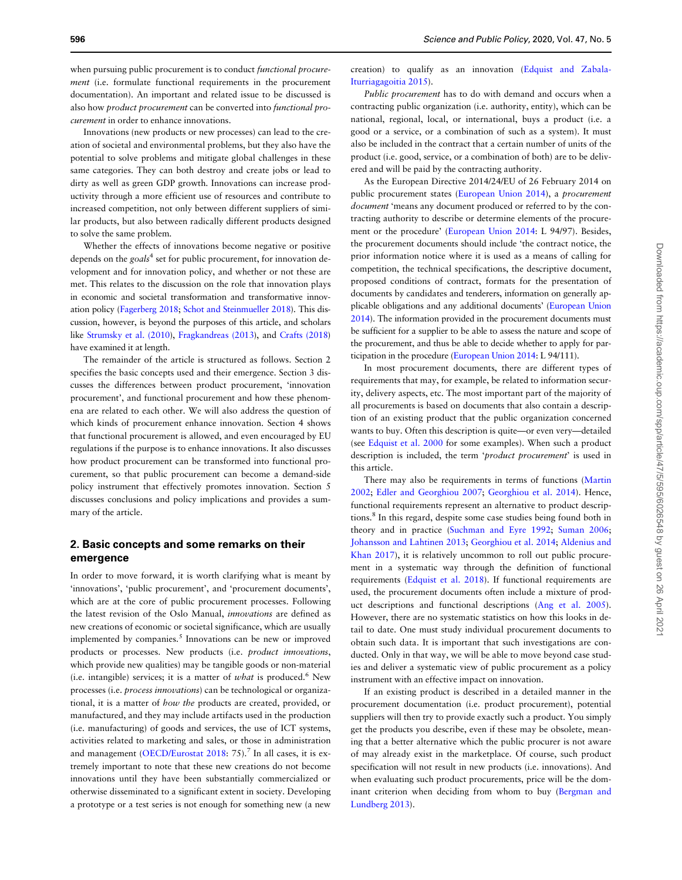when pursuing public procurement is to conduct *functional procurement* (i.e. formulate functional requirements in the procurement documentation). An important and related issue to be discussed is also how *product procurement* can be converted into *functional procurement* in order to enhance innovations.

Innovations (new products or new processes) can lead to the creation of societal and environmental problems, but they also have the potential to solve problems and mitigate global challenges in these same categories. They can both destroy and create jobs or lead to dirty as well as green GDP growth. Innovations can increase productivity through a more efficient use of resources and contribute to increased competition, not only between different suppliers of similar products, but also between radically different products designed to solve the same problem.

Whether the effects of innovations become negative or positive depends on the *goals*[4] set for public procurement, for innovation development and for innovation policy, and whether or not these are met. This relates to the discussion on the role that innovation plays in economic and societal transformation and transformative innovation policy (Fagerberg 2018; Schot and Steinmueller 2018). This discussion, however, is beyond the purposes of this article, and scholars like Strumsky et al. (2010), Fragkandreas (2013), and Crafts (2018) have examined it at length.

The remainder of the article is structured as follows. Section 2 specifies the basic concepts used and their emergence. Section 3 discusses the differences between product procurement, 'innovation procurement', and functional procurement and how these phenomena are related to each other. We will also address the question of which kinds of procurement enhance innovation. Section 4 shows that functional procurement is allowed, and even encouraged by EU regulations if the purpose is to enhance innovations. It also discusses how product procurement can be transformed into functional procurement, so that public procurement can become a demand-side policy instrument that effectively promotes innovation. Section 5 discusses conclusions and policy implications and provides a summary of the article.

## 2. Basic concepts and some remarks on their emergence

In order to move forward, it is worth clarifying what is meant by 'innovations', 'public procurement', and 'procurement documents', which are at the core of public procurement processes. Following the latest revision of the Oslo Manual, *innovations* are defined as new creations of economic or societal significance, which are usually implemented by companies.[5] Innovations can be new or improved products or processes. New products (i.e. *product innovations*, which provide new qualities) may be tangible goods or non-material (i.e. intangible) services; it is a matter of *what* is produced.[6] New processes (i.e. *process innovations*) can be technological or organizational, it is a matter of *how the* products are created, provided, or manufactured, and they may include artifacts used in the production (i.e. manufacturing) of goods and services, the use of ICT systems, activities related to marketing and sales, or those in administration and management (OECD/Eurostat 2018: 75).[7] In all cases, it is extremely important to note that these new creations do not become innovations until they have been substantially commercialized or otherwise disseminated to a significant extent in society. Developing a prototype or a test series is not enough for something new (a new creation) to qualify as an innovation (Edquist and Zabala-Iturriagagoitia 2015).

*Public procurement* has to do with demand and occurs when a contracting public organization (i.e. authority, entity), which can be national, regional, local, or international, buys a product (i.e. a good or a service, or a combination of such as a system). It must also be included in the contract that a certain number of units of the product (i.e. good, service, or a combination of both) are to be delivered and will be paid by the contracting authority.

As the European Directive 2014/24/EU of 26 February 2014 on public procurement states (European Union 2014), a *procurement document* 'means any document produced or referred to by the contracting authority to describe or determine elements of the procurement or the procedure' (European Union 2014: L 94/97). Besides, the procurement documents should include 'the contract notice, the prior information notice where it is used as a means of calling for competition, the technical specifications, the descriptive document, proposed conditions of contract, formats for the presentation of documents by candidates and tenderers, information on generally applicable obligations and any additional documents' (European Union 2014). The information provided in the procurement documents must be sufficient for a supplier to be able to assess the nature and scope of the procurement, and thus be able to decide whether to apply for participation in the procedure (European Union 2014: L 94/111).

In most procurement documents, there are different types of requirements that may, for example, be related to information security, delivery aspects, etc. The most important part of the majority of all procurements is based on documents that also contain a description of an existing product that the public organization concerned wants to buy. Often this description is quite—or even very—detailed (see Edquist et al. 2000 for some examples). When such a product description is included, the term '*product procurement*' is used in this article.

There may also be requirements in terms of functions (Martin 2002; Edler and Georghiou 2007; Georghiou et al. 2014). Hence, functional requirements represent an alternative to product descriptions.[8] In this regard, despite some case studies being found both in theory and in practice (Suchman and Eyre 1992; Suman 2006; Johansson and Lahtinen 2013; Georghiou et al. 2014; Aldenius and Khan 2017), it is relatively uncommon to roll out public procurement in a systematic way through the definition of functional requirements (Edquist et al. 2018). If functional requirements are used, the procurement documents often include a mixture of product descriptions and functional descriptions (Ang et al. 2005). However, there are no systematic statistics on how this looks in detail to date. One must study individual procurement documents to obtain such data. It is important that such investigations are conducted. Only in that way, we will be able to move beyond case studies and deliver a systematic view of public procurement as a policy instrument with an effective impact on innovation.

If an existing product is described in a detailed manner in the procurement documentation (i.e. product procurement), potential suppliers will then try to provide exactly such a product. You simply get the products you describe, even if these may be obsolete, meaning that a better alternative which the public procurer is not aware of may already exist in the marketplace. Of course, such product specification will not result in new products (i.e. innovations). And when evaluating such product procurements, price will be the dominant criterion when deciding from whom to buy (Bergman and Lundberg 2013).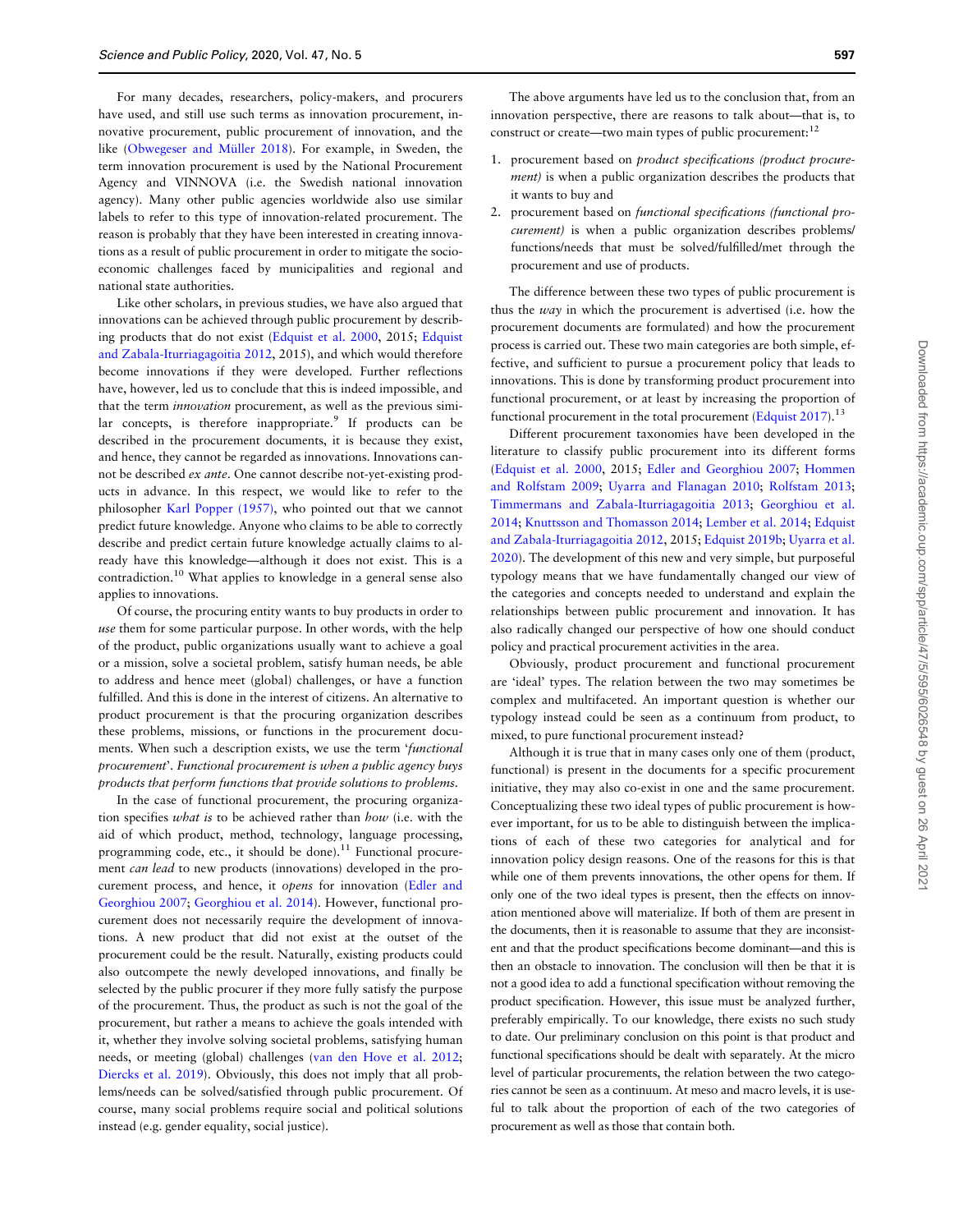For many decades, researchers, policy-makers, and procurers have used, and still use such terms as innovation procurement, innovative procurement, public procurement of innovation, and the like (Obwegeser and Müller 2018). For example, in Sweden, the term innovation procurement is used by the National Procurement Agency and VINNOVA (i.e. the Swedish national innovation agency). Many other public agencies worldwide also use similar labels to refer to this type of innovation-related procurement. The reason is probably that they have been interested in creating innovations as a result of public procurement in order to mitigate the socio-economic challenges faced by municipalities and regional and national state authorities.

Like other scholars, in previous studies, we have also argued that innovations can be achieved through public procurement by describing products that do not exist (Edquist et al. 2000, 2015; Edquist and Zabala-Iturriagagoitia 2012, 2015), and which would therefore become innovations if they were developed. Further reflections have, however, led us to conclude that this is indeed impossible, and that the term *innovation* procurement, as well as the previous similar concepts, is therefore inappropriate.[9] If products can be described in the procurement documents, it is because they exist, and hence, they cannot be regarded as innovations. Innovations cannot be described *ex ante*. One cannot describe not-yet-existing products in advance. In this respect, we would like to refer to the philosopher Karl Popper (1957), who pointed out that we cannot predict future knowledge. Anyone who claims to be able to correctly describe and predict certain future knowledge actually claims to already have this knowledge—although it does not exist. This is a contradiction.[10] What applies to knowledge in a general sense also applies to innovations.

Of course, the procuring entity wants to buy products in order to *use* them for some particular purpose. In other words, with the help of the product, public organizations usually want to achieve a goal or a mission, solve a societal problem, satisfy human needs, be able to address and hence meet (global) challenges, or have a function fulfilled. And this is done in the interest of citizens. An alternative to product procurement is that the procuring organization describes these problems, missions, or functions in the procurement documents. When such a description exists, we use the term '*functional procurement*'. *Functional procurement is when a public agency buys products that perform functions that provide solutions to problems.*

In the case of functional procurement, the procuring organization specifies *what is* to be achieved rather than *how* (i.e. with the aid of which product, method, technology, language processing, programming code, etc., it should be done).[11] Functional procurement *can lead* to new products (innovations) developed in the procurement process, and hence, it *opens* for innovation (Edler and Georghiou 2007; Georghiou et al. 2014). However, functional procurement does not necessarily require the development of innovations. A new product that did not exist at the outset of the procurement could be the result. Naturally, existing products could also outcompete the newly developed innovations, and finally be selected by the public procurer if they more fully satisfy the purpose of the procurement. Thus, the product as such is not the goal of the procurement, but rather a means to achieve the goals intended with it, whether they involve solving societal problems, satisfying human needs, or meeting (global) challenges (van den Hove et al. 2012; Diercks et al. 2019). Obviously, this does not imply that all problems/needs can be solved/satisfied through public procurement. Of course, many social problems require social and political solutions instead (e.g. gender equality, social justice).

The above arguments have led us to the conclusion that, from an innovation perspective, there are reasons to talk about—that is, to construct or create—two main types of public procurement:[12]

1. procurement based on *product specifications (product procurement)* is when a public organization describes the products that it wants to buy and
2. procurement based on *functional specifications (functional procurement)* is when a public organization describes problems/functions/needs that must be solved/fulfilled/met through the procurement and use of products.

The difference between these two types of public procurement is thus the *way* in which the procurement is advertised (i.e. how the procurement documents are formulated) and how the procurement process is carried out. These two main categories are both simple, effective, and sufficient to pursue a procurement policy that leads to innovations. This is done by transforming product procurement into functional procurement, or at least by increasing the proportion of functional procurement in the total procurement (Edquist 2017).[13]

Different procurement taxonomies have been developed in the literature to classify public procurement into its different forms (Edquist et al. 2000, 2015; Edler and Georghiou 2007; Hommen and Rolfstam 2009; Uyarra and Flanagan 2010; Rolfstam 2013; Timmermans and Zabala-Iturriagagoitia 2013; Georghiou et al. 2014; Knuttsson and Thomasson 2014; Lember et al. 2014; Edquist and Zabala-Iturriagagoitia 2012, 2015; Edquist 2019b; Uyarra et al. 2020). The development of this new and very simple, but purposeful typology means that we have fundamentally changed our view of the categories and concepts needed to understand and explain the relationships between public procurement and innovation. It has also radically changed our perspective of how one should conduct policy and practical procurement activities in the area.

Obviously, product procurement and functional procurement are 'ideal' types. The relation between the two may sometimes be complex and multifaceted. An important question is whether our typology instead could be seen as a continuum from product, to mixed, to pure functional procurement instead?

Although it is true that in many cases only one of them (product, functional) is present in the documents for a specific procurement initiative, they may also co-exist in one and the same procurement. Conceptualizing these two ideal types of public procurement is however important, for us to be able to distinguish between the implications of each of these two categories for analytical and for innovation policy design reasons. One of the reasons for this is that while one of them prevents innovations, the other opens for them. If only one of the two ideal types is present, then the effects on innovation mentioned above will materialize. If both of them are present in the documents, then it is reasonable to assume that they are inconsistent and that the product specifications become dominant—and this is then an obstacle to innovation. The conclusion will then be that it is not a good idea to add a functional specification without removing the product specification. However, this issue must be analyzed further, preferably empirically. To our knowledge, there exists no such study to date. Our preliminary conclusion on this point is that product and functional specifications should be dealt with separately. At the micro level of particular procurements, the relation between the two categories cannot be seen as a continuum. At meso and macro levels, it is useful to talk about the proportion of each of the two categories of procurement as well as those that contain both.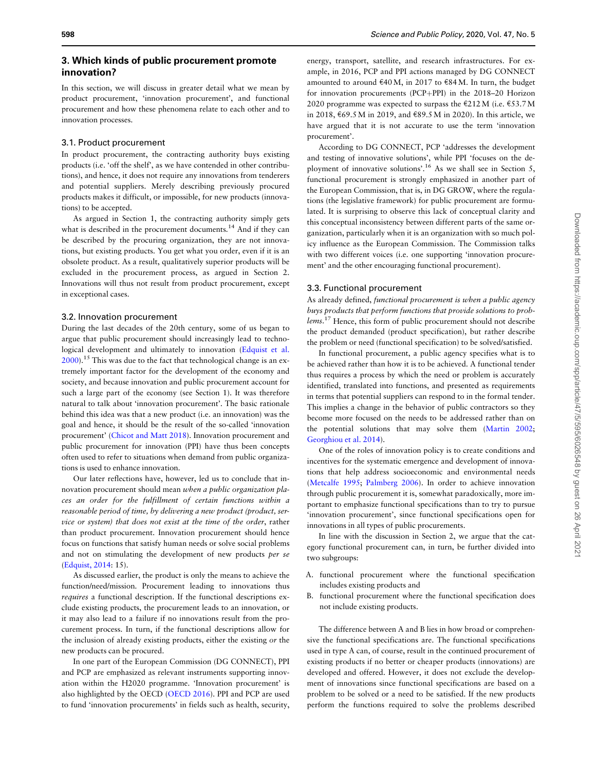## 3. Which kinds of public procurement promote innovation?

In this section, we will discuss in greater detail what we mean by product procurement, 'innovation procurement', and functional procurement and how these phenomena relate to each other and to innovation processes.

### 3.1. Product procurement

In product procurement, the contracting authority buys existing products (i.e. 'off the shelf', as we have contended in other contributions), and hence, it does not require any innovations from tenderers and potential suppliers. Merely describing previously procured products makes it difficult, or impossible, for new products (innovations) to be accepted.

As argued in Section 1, the contracting authority simply gets what is described in the procurement documents.[14] And if they can be described by the procuring organization, they are not innovations, but existing products. You get what you order, even if it is an obsolete product. As a result, qualitatively superior products will be excluded in the procurement process, as argued in Section 2. Innovations will thus not result from product procurement, except in exceptional cases.

### 3.2. Innovation procurement

During the last decades of the 20th century, some of us began to argue that public procurement should increasingly lead to technological development and ultimately to innovation (Edquist et al. 2000).[15] This was due to the fact that technological change is an extremely important factor for the development of the economy and society, and because innovation and public procurement account for such a large part of the economy (see Section 1). It was therefore natural to talk about 'innovation procurement'. The basic rationale behind this idea was that a new product (i.e. an innovation) was the goal and hence, it should be the result of the so-called 'innovation procurement' (Chicot and Matt 2018). Innovation procurement and public procurement for innovation (PPI) have thus been concepts often used to refer to situations when demand from public organizations is used to enhance innovation.

Our later reflections have, however, led us to conclude that innovation procurement should mean *when a public organization places an order for the fulfillment of certain functions within a reasonable period of time, by delivering a new product (product, service or system) that does not exist at the time of the order*, rather than product procurement. Innovation procurement should hence focus on functions that satisfy human needs or solve social problems and not on stimulating the development of new products *per se* (Edquist, 2014: 15).

As discussed earlier, the product is only the means to achieve the function/need/mission. Procurement leading to innovations thus *requires* a functional description. If the functional descriptions exclude existing products, the procurement leads to an innovation, or it may also lead to a failure if no innovations result from the procurement process. In turn, if the functional descriptions allow for the inclusion of already existing products, either the existing *or* the new products can be procured.

In one part of the European Commission (DG CONNECT), PPI and PCP are emphasized as relevant instruments supporting innovation within the H2020 programme. 'Innovation procurement' is also highlighted by the OECD (OECD 2016). PPI and PCP are used to fund 'innovation procurements' in fields such as health, security, energy, transport, satellite, and research infrastructures. For example, in 2016, PCP and PPI actions managed by DG CONNECT amounted to around €40 M, in 2017 to €84 M. In turn, the budget for innovation procurements (PCP+PPI) in the 2018–20 Horizon 2020 programme was expected to surpass the €212 M (i.e. €53.7 M in 2018, €69.5 M in 2019, and €89.5 M in 2020). In this article, we have argued that it is not accurate to use the term 'innovation procurement'.

According to DG CONNECT, PCP 'addresses the development and testing of innovative solutions', while PPI 'focuses on the deployment of innovative solutions'.[16] As we shall see in Section 5, functional procurement is strongly emphasized in another part of the European Commission, that is, in DG GROW, where the regulations (the legislative framework) for public procurement are formulated. It is surprising to observe this lack of conceptual clarity and this conceptual inconsistency between different parts of the same organization, particularly when it is an organization with so much policy influence as the European Commission. The Commission talks with two different voices (i.e. one supporting 'innovation procurement' and the other encouraging functional procurement).

### 3.3. Functional procurement

As already defined, *functional procurement is when a public agency buys products that perform functions that provide solutions to problems*.[17] Hence, this form of public procurement should not describe the product demanded (product specification), but rather describe the problem or need (functional specification) to be solved/satisfied.

In functional procurement, a public agency specifies what is to be achieved rather than how it is to be achieved. A functional tender thus requires a process by which the need or problem is accurately identified, translated into functions, and presented as requirements in terms that potential suppliers can respond to in the formal tender. This implies a change in the behavior of public contractors so they become more focused on the needs to be addressed rather than on the potential solutions that may solve them (Martin 2002; Georghiou et al. 2014).

One of the roles of innovation policy is to create conditions and incentives for the systematic emergence and development of innovations that help address socioeconomic and environmental needs (Metcalfe 1995; Palmberg 2006). In order to achieve innovation through public procurement it is, somewhat paradoxically, more important to emphasize functional specifications than to try to pursue 'innovation procurement', since functional specifications open for innovations in all types of public procurements.

In line with the discussion in Section 2, we argue that the category functional procurement can, in turn, be further divided into two subgroups:

A. functional procurement where the functional specification includes existing products and
B. functional procurement where the functional specification does not include existing products.

The difference between A and B lies in how broad or comprehensive the functional specifications are. The functional specifications used in type A can, of course, result in the continued procurement of existing products if no better or cheaper products (innovations) are developed and offered. However, it does not exclude the development of innovations since functional specifications are based on a problem to be solved or a need to be satisfied. If the new products perform the functions required to solve the problems described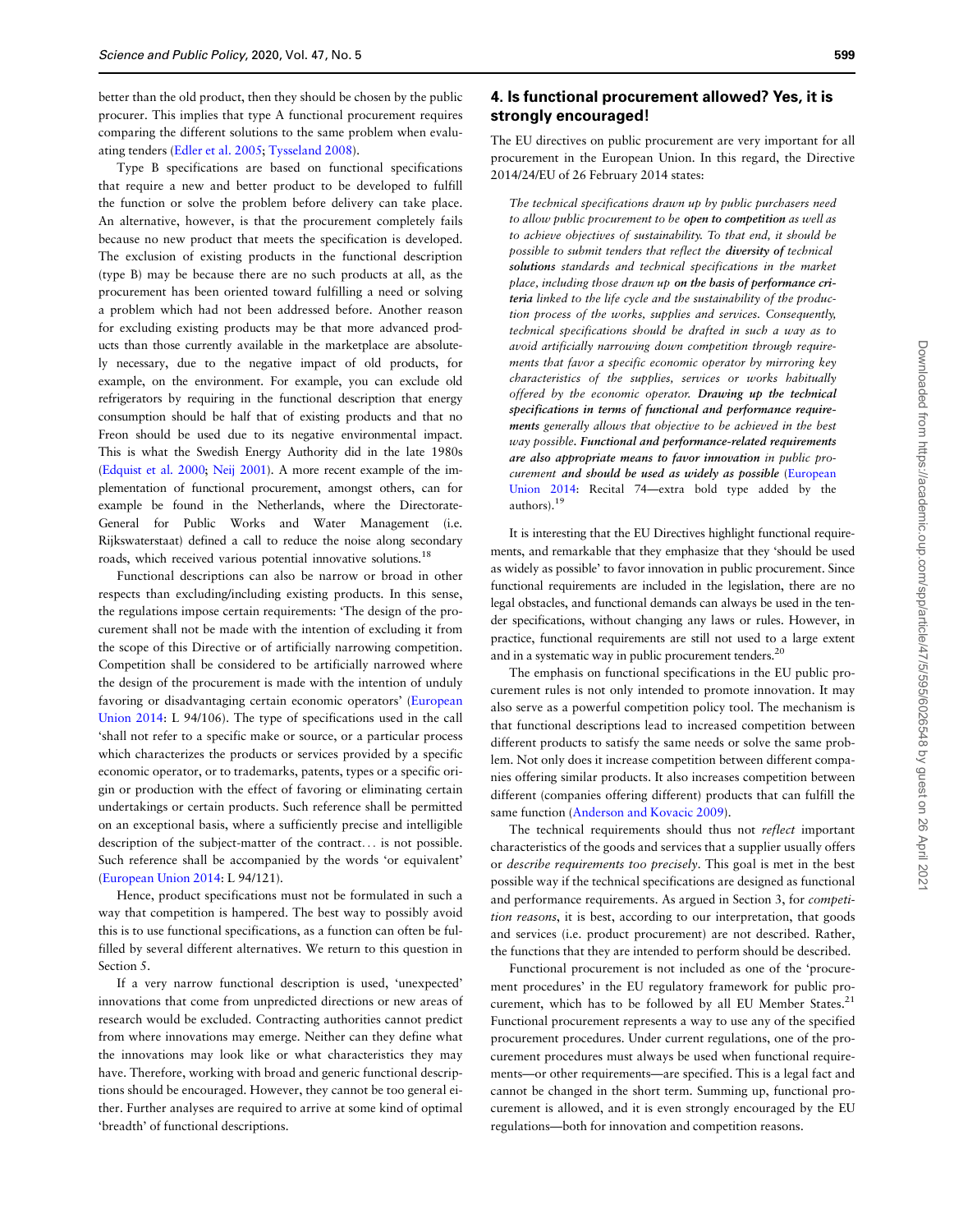better than the old product, then they should be chosen by the public procurer. This implies that type A functional procurement requires comparing the different solutions to the same problem when evaluating tenders (Edler et al. 2005; Tysseland 2008).

Type B specifications are based on functional specifications that require a new and better product to be developed to fulfill the function or solve the problem before delivery can take place. An alternative, however, is that the procurement completely fails because no new product that meets the specification is developed. The exclusion of existing products in the functional description (type B) may be because there are no such products at all, as the procurement has been oriented toward fulfilling a need or solving a problem which had not been addressed before. Another reason for excluding existing products may be that more advanced products than those currently available in the marketplace are absolutely necessary, due to the negative impact of old products, for example, on the environment. For example, you can exclude old refrigerators by requiring in the functional description that energy consumption should be half that of existing products and that no Freon should be used due to its negative environmental impact. This is what the Swedish Energy Authority did in the late 1980s (Edquist et al. 2000; Neij 2001). A more recent example of the implementation of functional procurement, amongst others, can for example be found in the Netherlands, where the Directorate-General for Public Works and Water Management (i.e. Rijkswaterstaat) defined a call to reduce the noise along secondary roads, which received various potential innovative solutions.[18]

Functional descriptions can also be narrow or broad in other respects than excluding/including existing products. In this sense, the regulations impose certain requirements: 'The design of the procurement shall not be made with the intention of excluding it from the scope of this Directive or of artificially narrowing competition. Competition shall be considered to be artificially narrowed where the design of the procurement is made with the intention of unduly favoring or disadvantaging certain economic operators' (European Union 2014: L 94/106). The type of specifications used in the call 'shall not refer to a specific make or source, or a particular process which characterizes the products or services provided by a specific economic operator, or to trademarks, patents, types or a specific origin or production with the effect of favoring or eliminating certain undertakings or certain products. Such reference shall be permitted on an exceptional basis, where a sufficiently precise and intelligible description of the subject-matter of the contract… is not possible. Such reference shall be accompanied by the words 'or equivalent' (European Union 2014: L 94/121).

Hence, product specifications must not be formulated in such a way that competition is hampered. The best way to possibly avoid this is to use functional specifications, as a function can often be fulfilled by several different alternatives. We return to this question in Section 5.

If a very narrow functional description is used, 'unexpected' innovations that come from unpredicted directions or new areas of research would be excluded. Contracting authorities cannot predict from where innovations may emerge. Neither can they define what the innovations may look like or what characteristics they may have. Therefore, working with broad and generic functional descriptions should be encouraged. However, they cannot be too general either. Further analyses are required to arrive at some kind of optimal 'breadth' of functional descriptions.

## 4. Is functional procurement allowed? Yes, it is strongly encouraged!

The EU directives on public procurement are very important for all procurement in the European Union. In this regard, the Directive 2014/24/EU of 26 February 2014 states:

> *The technical specifications drawn up by public purchasers need to allow public procurement to be* ***open to competition*** *as well as to achieve objectives of sustainability. To that end, it should be possible to submit tenders that reflect the* ***diversity of*** *technical* ***solutions*** *standards and technical specifications in the market place, including those drawn up* ***on the basis of performance criteria*** *linked to the life cycle and the sustainability of the production process of the works, supplies and services. Consequently, technical specifications should be drafted in such a way as to avoid artificially narrowing down competition through requirements that favor a specific economic operator by mirroring key characteristics of the supplies, services or works habitually offered by the economic operator.* ***Drawing up the technical specifications in terms of functional and performance requirements*** *generally allows that objective to be achieved in the best way possible.* ***Functional and performance-related requirements are also appropriate means to favor innovation*** *in public procurement* ***and should be used as widely as possible*** (European Union 2014: Recital 74—extra bold type added by the authors).[19]

It is interesting that the EU Directives highlight functional requirements, and remarkable that they emphasize that they 'should be used as widely as possible' to favor innovation in public procurement. Since functional requirements are included in the legislation, there are no legal obstacles, and functional demands can always be used in the tender specifications, without changing any laws or rules. However, in practice, functional requirements are still not used to a large extent and in a systematic way in public procurement tenders.[20]

The emphasis on functional specifications in the EU public procurement rules is not only intended to promote innovation. It may also serve as a powerful competition policy tool. The mechanism is that functional descriptions lead to increased competition between different products to satisfy the same needs or solve the same problem. Not only does it increase competition between different companies offering similar products. It also increases competition between different (companies offering different) products that can fulfill the same function (Anderson and Kovacic 2009).

The technical requirements should thus not *reflect* important characteristics of the goods and services that a supplier usually offers or *describe requirements too precisely*. This goal is met in the best possible way if the technical specifications are designed as functional and performance requirements. As argued in Section 3, for *competition reasons*, it is best, according to our interpretation, that goods and services (i.e. product procurement) are not described. Rather, the functions that they are intended to perform should be described.

Functional procurement is not included as one of the 'procurement procedures' in the EU regulatory framework for public procurement, which has to be followed by all EU Member States.[21] Functional procurement represents a way to use any of the specified procurement procedures. Under current regulations, one of the procurement procedures must always be used when functional requirements—or other requirements—are specified. This is a legal fact and cannot be changed in the short term. Summing up, functional procurement is allowed, and it is even strongly encouraged by the EU regulations—both for innovation and competition reasons.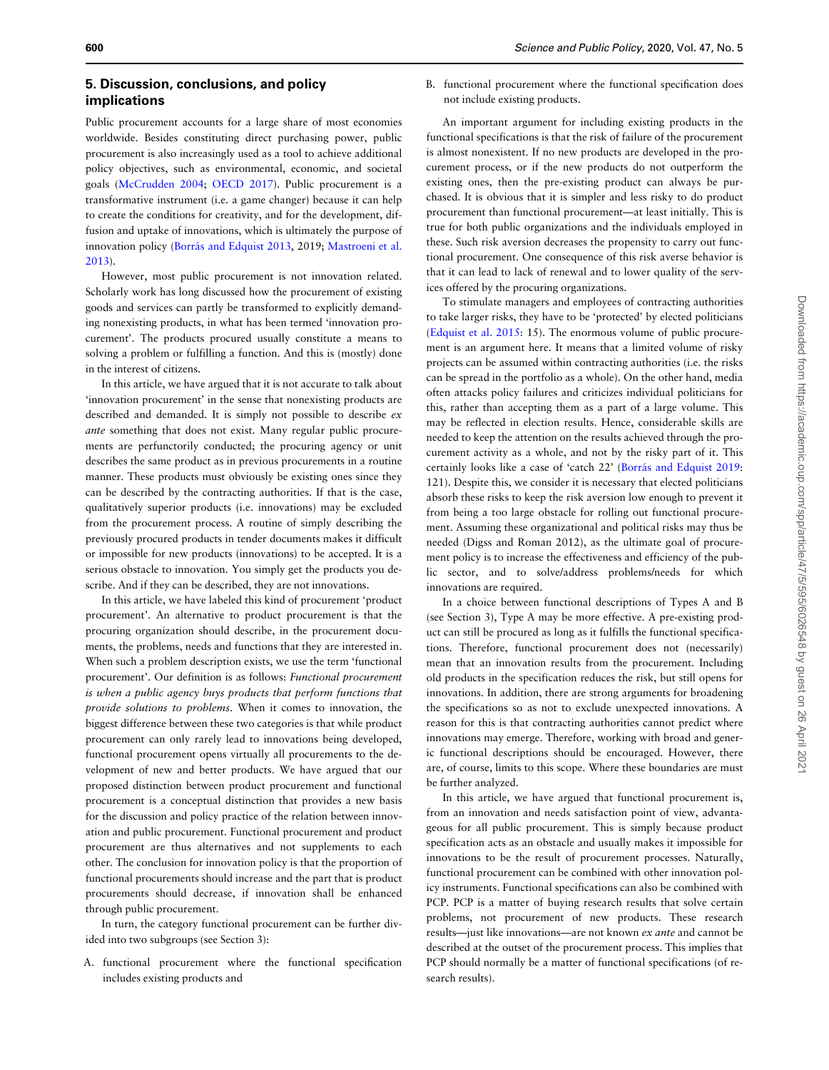## 5. Discussion, conclusions, and policy implications

Public procurement accounts for a large share of most economies worldwide. Besides constituting direct purchasing power, public procurement is also increasingly used as a tool to achieve additional policy objectives, such as environmental, economic, and societal goals (McCrudden 2004; OECD 2017). Public procurement is a transformative instrument (i.e. a game changer) because it can help to create the conditions for creativity, and for the development, diffusion and uptake of innovations, which is ultimately the purpose of innovation policy (Borrás and Edquist 2013, 2019; Mastroeni et al. 2013).

However, most public procurement is not innovation related. Scholarly work has long discussed how the procurement of existing goods and services can partly be transformed to explicitly demanding nonexisting products, in what has been termed 'innovation procurement'. The products procured usually constitute a means to solving a problem or fulfilling a function. And this is (mostly) done in the interest of citizens.

In this article, we have argued that it is not accurate to talk about 'innovation procurement' in the sense that nonexisting products are described and demanded. It is simply not possible to describe *ex ante* something that does not exist. Many regular public procurements are perfunctorily conducted; the procuring agency or unit describes the same product as in previous procurements in a routine manner. These products must obviously be existing ones since they can be described by the contracting authorities. If that is the case, qualitatively superior products (i.e. innovations) may be excluded from the procurement process. A routine of simply describing the previously procured products in tender documents makes it difficult or impossible for new products (innovations) to be accepted. It is a serious obstacle to innovation. You simply get the products you describe. And if they can be described, they are not innovations.

In this article, we have labeled this kind of procurement 'product procurement'. An alternative to product procurement is that the procuring organization should describe, in the procurement documents, the problems, needs and functions that they are interested in. When such a problem description exists, we use the term 'functional procurement'. Our definition is as follows: *Functional procurement is when a public agency buys products that perform functions that provide solutions to problems.* When it comes to innovation, the biggest difference between these two categories is that while product procurement can only rarely lead to innovations being developed, functional procurement opens virtually all procurements to the development of new and better products. We have argued that our proposed distinction between product procurement and functional procurement is a conceptual distinction that provides a new basis for the discussion and policy practice of the relation between innovation and public procurement. Functional procurement and product procurement are thus alternatives and not supplements to each other. The conclusion for innovation policy is that the proportion of functional procurements should increase and the part that is product procurements should decrease, if innovation shall be enhanced through public procurement.

In turn, the category functional procurement can be further divided into two subgroups (see Section 3):

A. functional procurement where the functional specification includes existing products and

B. functional procurement where the functional specification does not include existing products.

An important argument for including existing products in the functional specifications is that the risk of failure of the procurement is almost nonexistent. If no new products are developed in the procurement process, or if the new products do not outperform the existing ones, then the pre-existing product can always be purchased. It is obvious that it is simpler and less risky to do product procurement than functional procurement—at least initially. This is true for both public organizations and the individuals employed in these. Such risk aversion decreases the propensity to carry out functional procurement. One consequence of this risk averse behavior is that it can lead to lack of renewal and to lower quality of the services offered by the procuring organizations.

To stimulate managers and employees of contracting authorities to take larger risks, they have to be 'protected' by elected politicians (Edquist et al. 2015: 15). The enormous volume of public procurement is an argument here. It means that a limited volume of risky projects can be assumed within contracting authorities (i.e. the risks can be spread in the portfolio as a whole). On the other hand, media often attacks policy failures and criticizes individual politicians for this, rather than accepting them as a part of a large volume. This may be reflected in election results. Hence, considerable skills are needed to keep the attention on the results achieved through the procurement activity as a whole, and not by the risky part of it. This certainly looks like a case of 'catch 22' (Borrás and Edquist 2019: 121). Despite this, we consider it is necessary that elected politicians absorb these risks to keep the risk aversion low enough to prevent it from being a too large obstacle for rolling out functional procurement. Assuming these organizational and political risks may thus be needed (Digss and Roman 2012), as the ultimate goal of procurement policy is to increase the effectiveness and efficiency of the public sector, and to solve/address problems/needs for which innovations are required.

In a choice between functional descriptions of Types A and B (see Section 3), Type A may be more effective. A pre-existing product can still be procured as long as it fulfills the functional specifications. Therefore, functional procurement does not (necessarily) mean that an innovation results from the procurement. Including old products in the specification reduces the risk, but still opens for innovations. In addition, there are strong arguments for broadening the specifications so as not to exclude unexpected innovations. A reason for this is that contracting authorities cannot predict where innovations may emerge. Therefore, working with broad and generic functional descriptions should be encouraged. However, there are, of course, limits to this scope. Where these boundaries are must be further analyzed.

In this article, we have argued that functional procurement is, from an innovation and needs satisfaction point of view, advantageous for all public procurement. This is simply because product specification acts as an obstacle and usually makes it impossible for innovations to be the result of procurement processes. Naturally, functional procurement can be combined with other innovation policy instruments. Functional specifications can also be combined with PCP. PCP is a matter of buying research results that solve certain problems, not procurement of new products. These research results—just like innovations—are not known *ex ante* and cannot be described at the outset of the procurement process. This implies that PCP should normally be a matter of functional specifications (of research results).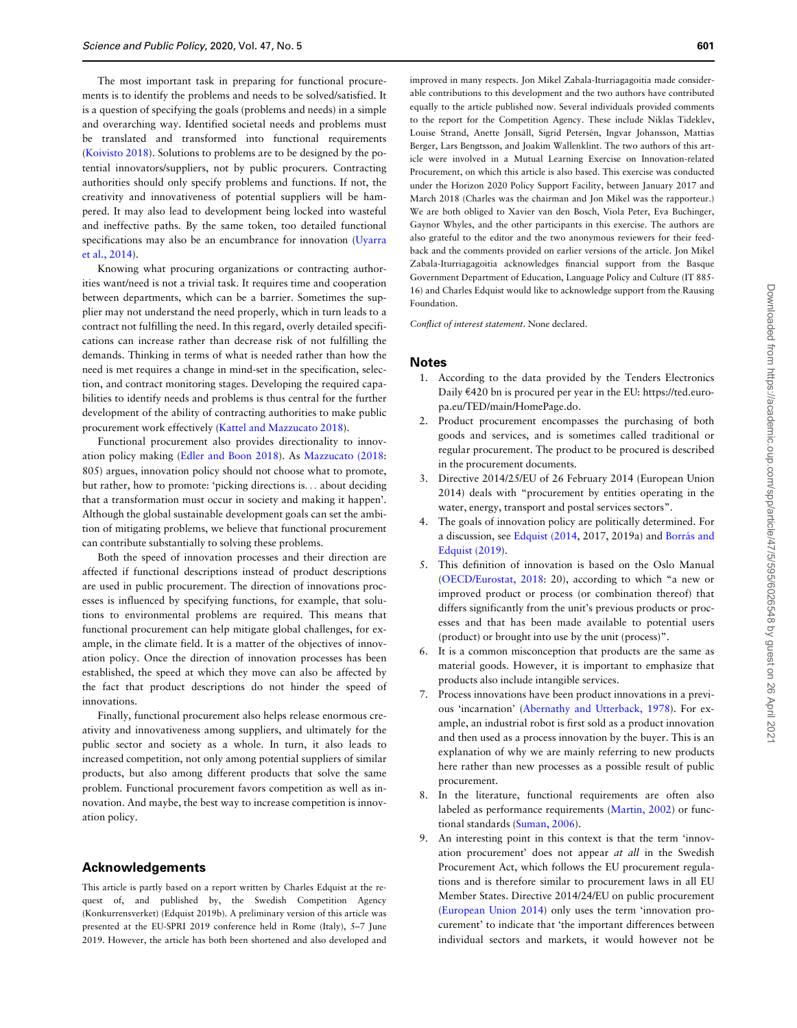The most important task in preparing for functional procurements is to identify the problems and needs to be solved/satisfied. It is a question of specifying the goals (problems and needs) in a simple and overarching way. Identified societal needs and problems must be translated and transformed into functional requirements (Koivisto 2018). Solutions to problems are to be designed by the potential innovators/suppliers, not by public procurers. Contracting authorities should only specify problems and functions. If not, the creativity and innovativeness of potential suppliers will be hampered. It may also lead to development being locked into wasteful and ineffective paths. By the same token, too detailed functional specifications may also be an encumbrance for innovation (Uyarra et al., 2014).

Knowing what procuring organizations or contracting authorities want/need is not a trivial task. It requires time and cooperation between departments, which can be a barrier. Sometimes the supplier may not understand the need properly, which in turn leads to a contract not fulfilling the need. In this regard, overly detailed specifications can increase rather than decrease risk of not fulfilling the demands. Thinking in terms of what is needed rather than how the need is met requires a change in mind-set in the specification, selection, and contract monitoring stages. Developing the required capabilities to identify needs and problems is thus central for the further development of the ability of contracting authorities to make public procurement work effectively (Kattel and Mazzucato 2018).

Functional procurement also provides directionality to innovation policy making (Edler and Boon 2018). As Mazzucato (2018: 805) argues, innovation policy should not choose what to promote, but rather, how to promote: 'picking directions is… about deciding that a transformation must occur in society and making it happen'. Although the global sustainable development goals can set the ambition of mitigating problems, we believe that functional procurement can contribute substantially to solving these problems.

Both the speed of innovation processes and their direction are affected if functional descriptions instead of product descriptions are used in public procurement. The direction of innovations processes is influenced by specifying functions, for example, that solutions to environmental problems are required. This means that functional procurement can help mitigate global challenges, for example, in the climate field. It is a matter of the objectives of innovation policy. Once the direction of innovation processes has been established, the speed at which they move can also be affected by the fact that product descriptions do not hinder the speed of innovations.

Finally, functional procurement also helps release enormous creativity and innovativeness among suppliers, and ultimately for the public sector and society as a whole. In turn, it also leads to increased competition, not only among potential suppliers of similar products, but also among different products that solve the same problem. Functional procurement favors competition as well as innovation. And maybe, the best way to increase competition is innovation policy.

## Acknowledgements

This article is partly based on a report written by Charles Edquist at the request of, and published by, the Swedish Competition Agency (Konkurrensverket) (Edquist 2019b). A preliminary version of this article was presented at the EU-SPRI 2019 conference held in Rome (Italy), 5–7 June 2019. However, the article has both been shortened and also developed and improved in many respects. Jon Mikel Zabala-Iturriagagoitia made considerable contributions to this development and the two authors have contributed equally to the article published now. Several individuals provided comments to the report for the Competition Agency. These include Niklas Tideklev, Louise Strand, Anette Jonsäll, Sigrid Petersén, Ingvar Johansson, Mattias Berger, Lars Bengtsson, and Joakim Wallenklint. The two authors of this article were involved in a Mutual Learning Exercise on Innovation-related Procurement, on which this article is also based. This exercise was conducted under the Horizon 2020 Policy Support Facility, between January 2017 and March 2018 (Charles was the chairman and Jon Mikel was the rapporteur.) We are both obliged to Xavier van den Bosch, Viola Peter, Eva Buchinger, Gaynor Whyles, and the other participants in this exercise. The authors are also grateful to the editor and the two anonymous reviewers for their feedback and the comments provided on earlier versions of the article. Jon Mikel Zabala-Iturriagagoitia acknowledges financial support from the Basque Government Department of Education, Language Policy and Culture (IT 885-16) and Charles Edquist would like to acknowledge support from the Rausing Foundation.

*Conflict of interest statement*. None declared.

## Notes

1. According to the data provided by the Tenders Electronics Daily €420 bn is procured per year in the EU: https://ted.europa.eu/TED/main/HomePage.do.
2. Product procurement encompasses the purchasing of both goods and services, and is sometimes called traditional or regular procurement. The product to be procured is described in the procurement documents.
3. Directive 2014/25/EU of 26 February 2014 (European Union 2014) deals with "procurement by entities operating in the water, energy, transport and postal services sectors".
4. The goals of innovation policy are politically determined. For a discussion, see Edquist (2014, 2017, 2019a) and Borrás and Edquist (2019).
5. This definition of innovation is based on the Oslo Manual (OECD/Eurostat, 2018: 20), according to which "a new or improved product or process (or combination thereof) that differs significantly from the unit's previous products or processes and that has been made available to potential users (product) or brought into use by the unit (process)".
6. It is a common misconception that products are the same as material goods. However, it is important to emphasize that products also include intangible services.
7. Process innovations have been product innovations in a previous 'incarnation' (Abernathy and Utterback, 1978). For example, an industrial robot is first sold as a product innovation and then used as a process innovation by the buyer. This is an explanation of why we are mainly referring to new products here rather than new processes as a possible result of public procurement.
8. In the literature, functional requirements are often also labeled as performance requirements (Martin, 2002) or functional standards (Suman, 2006).
9. An interesting point in this context is that the term 'innovation procurement' does not appear *at all* in the Swedish Procurement Act, which follows the EU procurement regulations and is therefore similar to procurement laws in all EU Member States. Directive 2014/24/EU on public procurement (European Union 2014) only uses the term 'innovation procurement' to indicate that 'the important differences between individual sectors and markets, it would however not be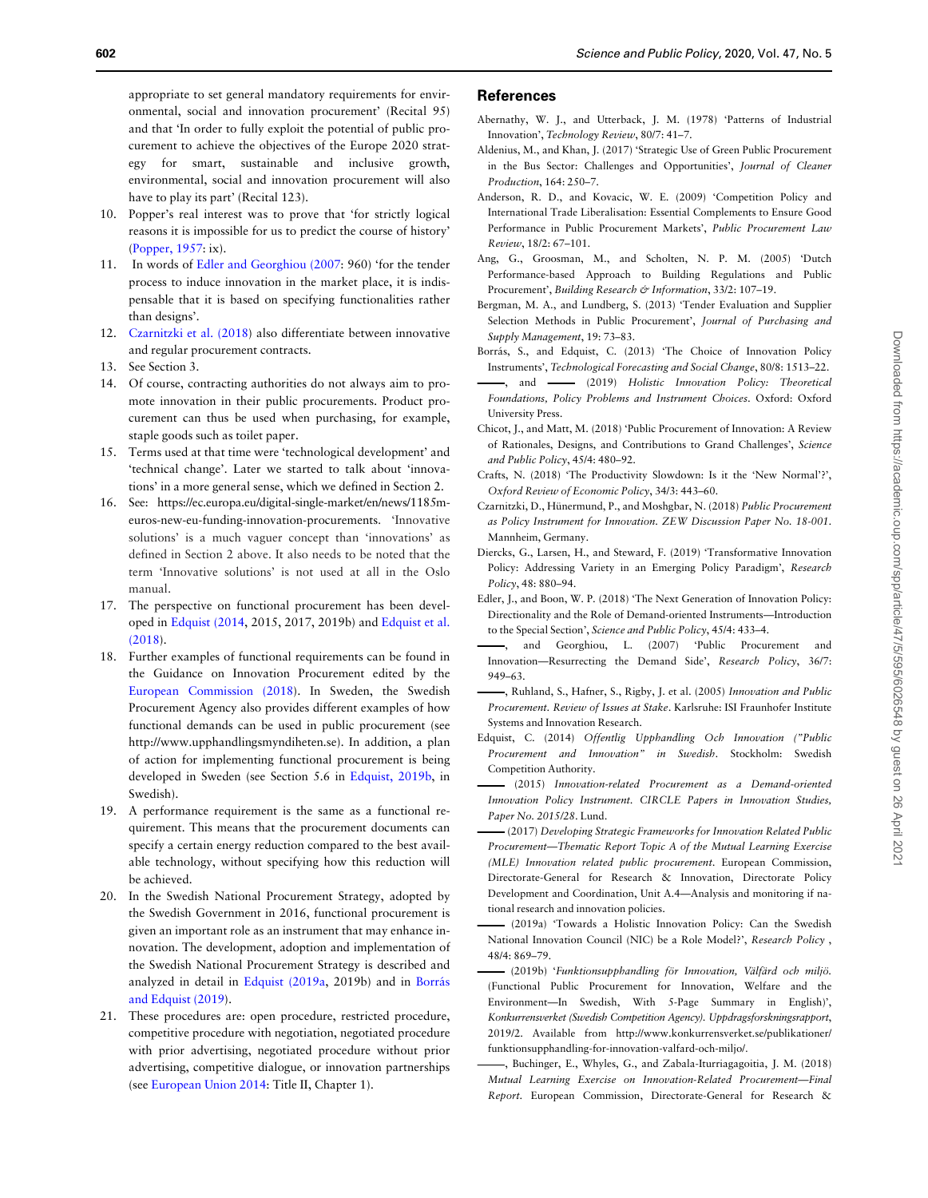appropriate to set general mandatory requirements for environmental, social and innovation procurement' (Recital 95) and that 'In order to fully exploit the potential of public procurement to achieve the objectives of the Europe 2020 strategy for smart, sustainable and inclusive growth, environmental, social and innovation procurement will also have to play its part' (Recital 123).

10. Popper's real interest was to prove that 'for strictly logical reasons it is impossible for us to predict the course of history' (Popper, 1957: ix).
11. In words of Edler and Georghiou (2007: 960) 'for the tender process to induce innovation in the market place, it is indispensable that it is based on specifying functionalities rather than designs'.
12. Czarnitzki et al. (2018) also differentiate between innovative and regular procurement contracts.
13. See Section 3.
14. Of course, contracting authorities do not always aim to promote innovation in their public procurements. Product procurement can thus be used when purchasing, for example, staple goods such as toilet paper.
15. Terms used at that time were 'technological development' and 'technical change'. Later we started to talk about 'innovations' in a more general sense, which we defined in Section 2.
16. See: https://ec.europa.eu/digital-single-market/en/news/1185m-euros-new-eu-funding-innovation-procurements. 'Innovative solutions' is a much vaguer concept than 'innovations' as defined in Section 2 above. It also needs to be noted that the term 'Innovative solutions' is not used at all in the Oslo manual.
17. The perspective on functional procurement has been developed in Edquist (2014, 2015, 2017, 2019b) and Edquist et al. (2018).
18. Further examples of functional requirements can be found in the Guidance on Innovation Procurement edited by the European Commission (2018). In Sweden, the Swedish Procurement Agency also provides different examples of how functional demands can be used in public procurement (see http://www.upphandlingsmyndiheten.se). In addition, a plan of action for implementing functional procurement is being developed in Sweden (see Section 5.6 in Edquist, 2019b, in Swedish).
19. A performance requirement is the same as a functional requirement. This means that the procurement documents can specify a certain energy reduction compared to the best available technology, without specifying how this reduction will be achieved.
20. In the Swedish National Procurement Strategy, adopted by the Swedish Government in 2016, functional procurement is given an important role as an instrument that may enhance innovation. The development, adoption and implementation of the Swedish National Procurement Strategy is described and analyzed in detail in Edquist (2019a, 2019b) and in Borrás and Edquist (2019).
21. These procedures are: open procedure, restricted procedure, competitive procedure with negotiation, negotiated procedure with prior advertising, negotiated procedure without prior advertising, competitive dialogue, or innovation partnerships (see European Union 2014: Title II, Chapter 1).

## References

Abernathy, W. J., and Utterback, J. M. (1978) 'Patterns of Industrial Innovation', *Technology Review*, 80/7: 41–7.

Aldenius, M., and Khan, J. (2017) 'Strategic Use of Green Public Procurement in the Bus Sector: Challenges and Opportunities', *Journal of Cleaner Production*, 164: 250–7.

Anderson, R. D., and Kovacic, W. E. (2009) 'Competition Policy and International Trade Liberalisation: Essential Complements to Ensure Good Performance in Public Procurement Markets', *Public Procurement Law Review*, 18/2: 67–101.

Ang, G., Groosman, M., and Scholten, N. P. M. (2005) 'Dutch Performance-based Approach to Building Regulations and Public Procurement', *Building Research & Information*, 33/2: 107–19.

Bergman, M. A., and Lundberg, S. (2013) 'Tender Evaluation and Supplier Selection Methods in Public Procurement', *Journal of Purchasing and Supply Management*, 19: 73–83.

Borrás, S., and Edquist, C. (2013) 'The Choice of Innovation Policy Instruments', *Technological Forecasting and Social Change*, 80/8: 1513–22.

——, and —— (2019) *Holistic Innovation Policy: Theoretical Foundations, Policy Problems and Instrument Choices*. Oxford: Oxford University Press.

Chicot, J., and Matt, M. (2018) 'Public Procurement of Innovation: A Review of Rationales, Designs, and Contributions to Grand Challenges', *Science and Public Policy*, 45/4: 480–92.

Crafts, N. (2018) 'The Productivity Slowdown: Is it the 'New Normal'?', *Oxford Review of Economic Policy*, 34/3: 443–60.

Czarnitzki, D., Hünermund, P., and Moshgbar, N. (2018) *Public Procurement as Policy Instrument for Innovation. ZEW Discussion Paper No. 18-001*. Mannheim, Germany.

Diercks, G., Larsen, H., and Steward, F. (2019) 'Transformative Innovation Policy: Addressing Variety in an Emerging Policy Paradigm', *Research Policy*, 48: 880–94.

Edler, J., and Boon, W. P. (2018) 'The Next Generation of Innovation Policy: Directionality and the Role of Demand-oriented Instruments—Introduction to the Special Section', *Science and Public Policy*, 45/4: 433–4.

——, and Georghiou, L. (2007) 'Public Procurement and Innovation—Resurrecting the Demand Side', *Research Policy*, 36/7: 949–63.

——, Ruhland, S., Hafner, S., Rigby, J. et al. (2005) *Innovation and Public Procurement. Review of Issues at Stake*. Karlsruhe: ISI Fraunhofer Institute Systems and Innovation Research.

Edquist, C. (2014) *Offentlig Upphandling Och Innovation ("Public Procurement and Innovation" in Swedish*. Stockholm: Swedish Competition Authority.

—— (2015) *Innovation-related Procurement as a Demand-oriented Innovation Policy Instrument. CIRCLE Papers in Innovation Studies, Paper No. 2015/28*. Lund.

—— (2017) *Developing Strategic Frameworks for Innovation Related Public Procurement—Thematic Report Topic A of the Mutual Learning Exercise (MLE) Innovation related public procurement*. European Commission, Directorate-General for Research & Innovation, Directorate Policy Development and Coordination, Unit A.4—Analysis and monitoring if national research and innovation policies.

—— (2019a) 'Towards a Holistic Innovation Policy: Can the Swedish National Innovation Council (NIC) be a Role Model?', *Research Policy*, 48/4: 869–79.

—— (2019b) '*Funktionsupphandling för Innovation, Välfärd och miljö*. (Functional Public Procurement for Innovation, Welfare and the Environment—In Swedish, With 5-Page Summary in English)', *Konkurrensverket (Swedish Competition Agency). Uppdragsforskningsrapport*, 2019/2. Available from http://www.konkurrensverket.se/publikationer/funktionsupphandling-for-innovation-valfard-och-miljo/.

——, Buchinger, E., Whyles, G., and Zabala-Iturriagagoitia, J. M. (2018) *Mutual Learning Exercise on Innovation-Related Procurement—Final Report*. European Commission, Directorate-General for Research &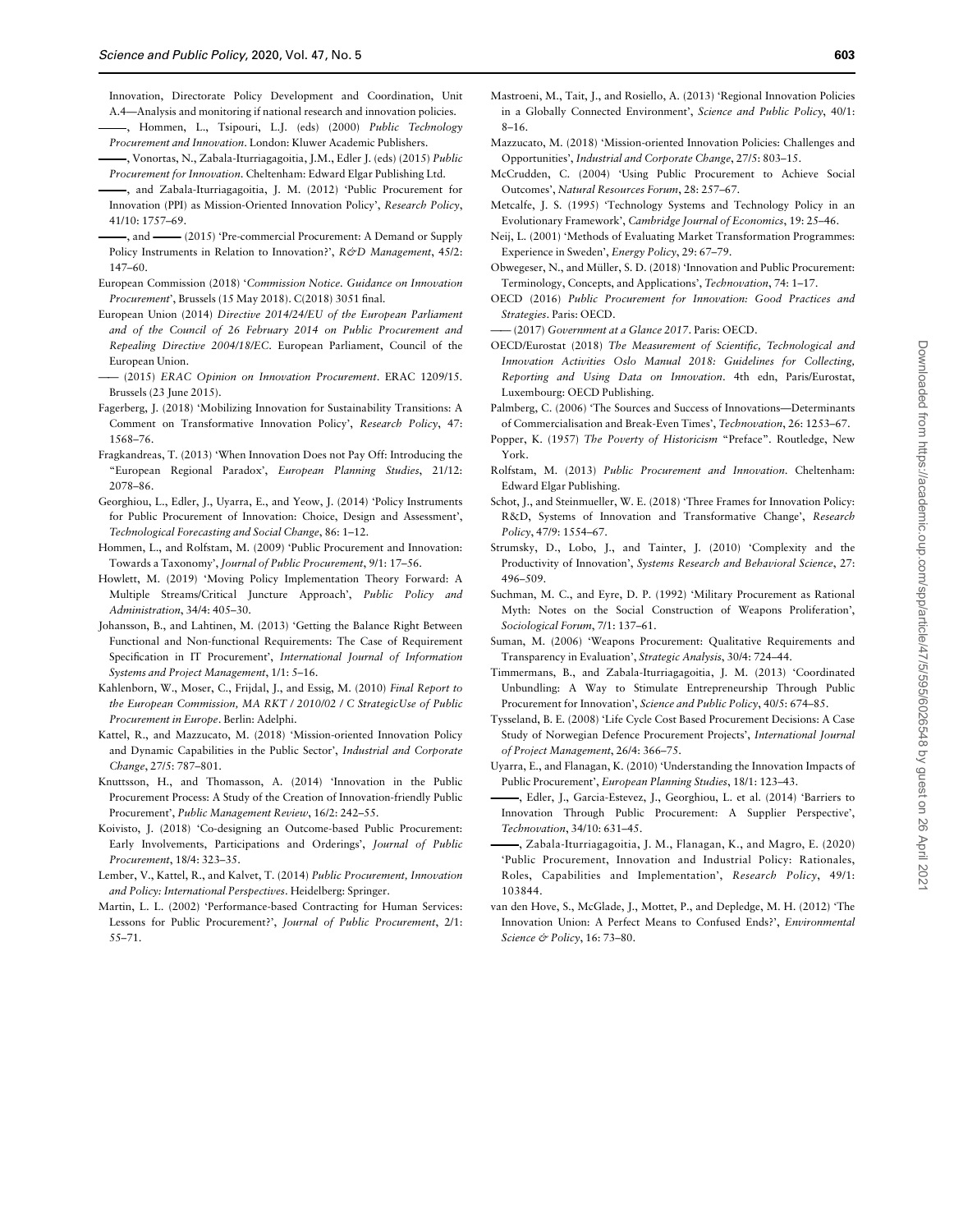Innovation, Directorate Policy Development and Coordination, Unit A.4—Analysis and monitoring if national research and innovation policies.

——, Hommen, L., Tsipouri, L.J. (eds) (2000) *Public Technology Procurement and Innovation*. London: Kluwer Academic Publishers.

——, Vonortas, N., Zabala-Iturriagagoitia, J.M., Edler J. (eds) (2015) *Public Procurement for Innovation*. Cheltenham: Edward Elgar Publishing Ltd.

——, and Zabala-Iturriagagoitia, J. M. (2012) 'Public Procurement for Innovation (PPI) as Mission-Oriented Innovation Policy', *Research Policy*, 41/10: 1757–69.

——, and —— (2015) 'Pre-commercial Procurement: A Demand or Supply Policy Instruments in Relation to Innovation?', *R&D Management*, 45/2: 147–60.

European Commission (2018) '*Commission Notice. Guidance on Innovation Procurement*', Brussels (15 May 2018). C(2018) 3051 final.

European Union (2014) *Directive 2014/24/EU of the European Parliament and of the Council of 26 February 2014 on Public Procurement and Repealing Directive 2004/18/EC*. European Parliament, Council of the European Union.

—— (2015) *ERAC Opinion on Innovation Procurement*. ERAC 1209/15. Brussels (23 June 2015).

Fagerberg, J. (2018) 'Mobilizing Innovation for Sustainability Transitions: A Comment on Transformative Innovation Policy', *Research Policy*, 47: 1568–76.

Fragkandreas, T. (2013) 'When Innovation Does not Pay Off: Introducing the "European Regional Paradox', *European Planning Studies*, 21/12: 2078–86.

Georghiou, L., Edler, J., Uyarra, E., and Yeow, J. (2014) 'Policy Instruments for Public Procurement of Innovation: Choice, Design and Assessment', *Technological Forecasting and Social Change*, 86: 1–12.

Hommen, L., and Rolfstam, M. (2009) 'Public Procurement and Innovation: Towards a Taxonomy', *Journal of Public Procurement*, 9/1: 17–56.

Howlett, M. (2019) 'Moving Policy Implementation Theory Forward: A Multiple Streams/Critical Juncture Approach', *Public Policy and Administration*, 34/4: 405–30.

Johansson, B., and Lahtinen, M. (2013) 'Getting the Balance Right Between Functional and Non-functional Requirements: The Case of Requirement Specification in IT Procurement', *International Journal of Information Systems and Project Management*, 1/1: 5–16.

Kahlenborn, W., Moser, C., Frijdal, J., and Essig, M. (2010) *Final Report to the European Commission, MA RKT / 2010/02 / C StrategicUse of Public Procurement in Europe*. Berlin: Adelphi.

Kattel, R., and Mazzucato, M. (2018) 'Mission-oriented Innovation Policy and Dynamic Capabilities in the Public Sector', *Industrial and Corporate Change*, 27/5: 787–801.

Knuttsson, H., and Thomasson, A. (2014) 'Innovation in the Public Procurement Process: A Study of the Creation of Innovation-friendly Public Procurement', *Public Management Review*, 16/2: 242–55.

Koivisto, J. (2018) 'Co-designing an Outcome-based Public Procurement: Early Involvements, Participations and Orderings', *Journal of Public Procurement*, 18/4: 323–35.

Lember, V., Kattel, R., and Kalvet, T. (2014) *Public Procurement, Innovation and Policy: International Perspectives*. Heidelberg: Springer.

Martin, L. L. (2002) 'Performance-based Contracting for Human Services: Lessons for Public Procurement?', *Journal of Public Procurement*, 2/1: 55–71.

Mastroeni, M., Tait, J., and Rosiello, A. (2013) 'Regional Innovation Policies in a Globally Connected Environment', *Science and Public Policy*, 40/1: 8–16.

Mazzucato, M. (2018) 'Mission-oriented Innovation Policies: Challenges and Opportunities', *Industrial and Corporate Change*, 27/5: 803–15.

McCrudden, C. (2004) 'Using Public Procurement to Achieve Social Outcomes', *Natural Resources Forum*, 28: 257–67.

Metcalfe, J. S. (1995) 'Technology Systems and Technology Policy in an Evolutionary Framework', *Cambridge Journal of Economics*, 19: 25–46.

Neij, L. (2001) 'Methods of Evaluating Market Transformation Programmes: Experience in Sweden', *Energy Policy*, 29: 67–79.

Obwegeser, N., and Müller, S. D. (2018) 'Innovation and Public Procurement: Terminology, Concepts, and Applications', *Technovation*, 74: 1–17.

OECD (2016) *Public Procurement for Innovation: Good Practices and Strategies*. Paris: OECD.

—— (2017) *Government at a Glance 2017*. Paris: OECD.

OECD/Eurostat (2018) *The Measurement of Scientific, Technological and Innovation Activities Oslo Manual 2018: Guidelines for Collecting, Reporting and Using Data on Innovation*. 4th edn, Paris/Eurostat, Luxembourg: OECD Publishing.

Palmberg, C. (2006) 'The Sources and Success of Innovations—Determinants of Commercialisation and Break-Even Times', *Technovation*, 26: 1253–67.

Popper, K. (1957) *The Poverty of Historicism* "Preface". Routledge, New York.

Rolfstam, M. (2013) *Public Procurement and Innovation*. Cheltenham: Edward Elgar Publishing.

Schot, J., and Steinmueller, W. E. (2018) 'Three Frames for Innovation Policy: R&D, Systems of Innovation and Transformative Change', *Research Policy*, 47/9: 1554–67.

Strumsky, D., Lobo, J., and Tainter, J. (2010) 'Complexity and the Productivity of Innovation', *Systems Research and Behavioral Science*, 27: 496–509.

Suchman, M. C., and Eyre, D. P. (1992) 'Military Procurement as Rational Myth: Notes on the Social Construction of Weapons Proliferation', *Sociological Forum*, 7/1: 137–61.

Suman, M. (2006) 'Weapons Procurement: Qualitative Requirements and Transparency in Evaluation', *Strategic Analysis*, 30/4: 724–44.

Timmermans, B., and Zabala-Iturriagagoitia, J. M. (2013) 'Coordinated Unbundling: A Way to Stimulate Entrepreneurship Through Public Procurement for Innovation', *Science and Public Policy*, 40/5: 674–85.

Tysseland, B. E. (2008) 'Life Cycle Cost Based Procurement Decisions: A Case Study of Norwegian Defence Procurement Projects', *International Journal of Project Management*, 26/4: 366–75.

Uyarra, E., and Flanagan, K. (2010) 'Understanding the Innovation Impacts of Public Procurement', *European Planning Studies*, 18/1: 123–43.

——, Edler, J., Garcia-Estevez, J., Georghiou, L. et al. (2014) 'Barriers to Innovation Through Public Procurement: A Supplier Perspective', *Technovation*, 34/10: 631–45.

——, Zabala-Iturriagagoitia, J. M., Flanagan, K., and Magro, E. (2020) 'Public Procurement, Innovation and Industrial Policy: Rationales, Roles, Capabilities and Implementation', *Research Policy*, 49/1: 103844.

van den Hove, S., McGlade, J., Mottet, P., and Depledge, M. H. (2012) 'The Innovation Union: A Perfect Means to Confused Ends?', *Environmental Science & Policy*, 16: 73–80.